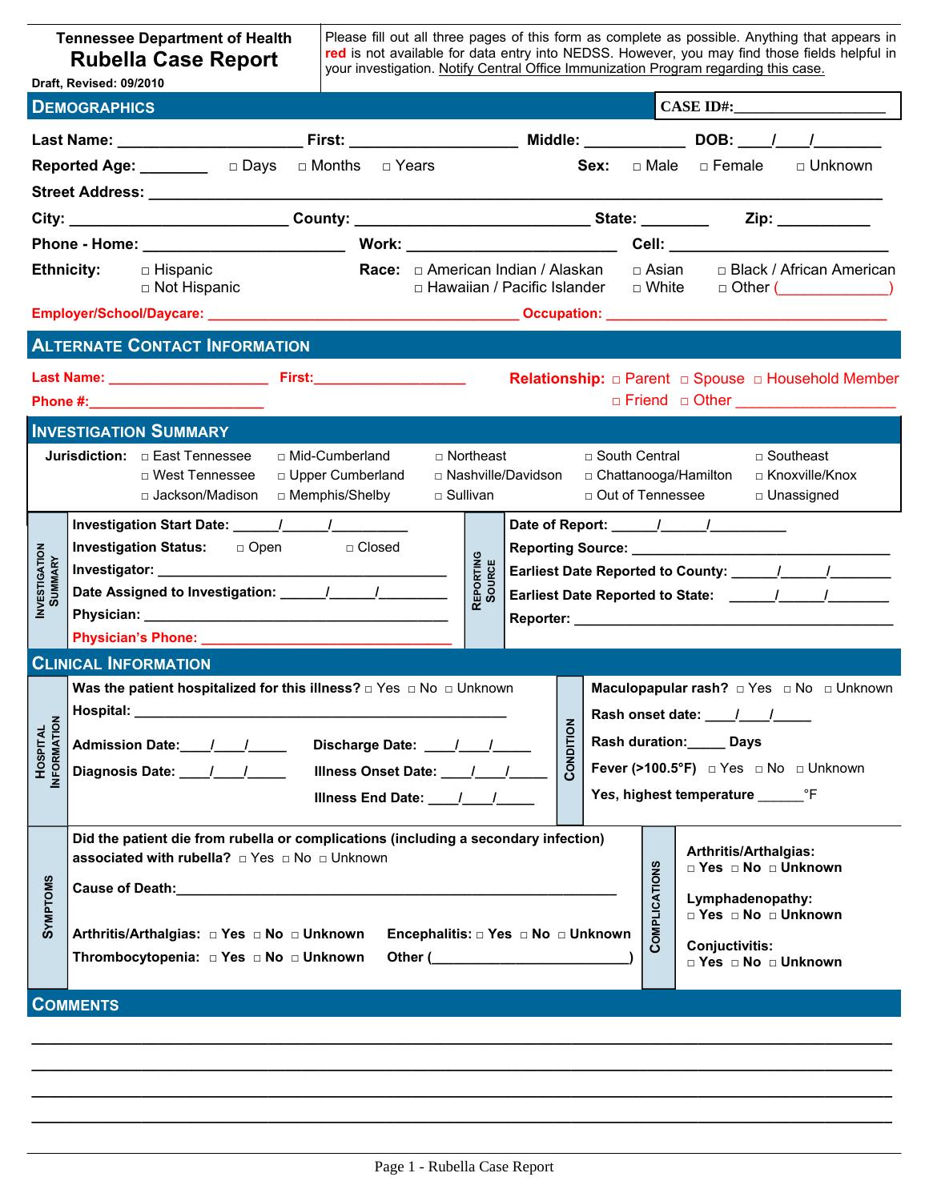**Tennessee Department of Health**

# Rubella Case Report

**Draft, Revised: 09/2010**

Please fill out all three pages of this form as complete as possible. Anything that appears in **red** is not available for data entry into NEDSS. However, you may find those fields helpful in your investigation. Notify Central Office Immunization Program regarding this case.

## Demographics

**CASE ID#:**___________________

**Last Name:** ______________________ **First:** ____________________ **Middle:** ____________ **DOB:** ____/____/________

**Reported Age:** ________ □ Days □ Months □ Years **Sex:** □ Male □ Female □ Unknown

**Street Address:** ____________________________________________________________________________

**City:** __________________________ **County:** ____________________________ **State:** ________ **Zip:** ___________

**Phone - Home:** ______________________ **Work:** _________________________ **Cell:** __________________________

**Ethnicity:** □ Hispanic □ Not Hispanic

**Race:** □ American Indian / Alaskan □ Hawaiian / Pacific Islander □ Asian □ White □ Black / African American □ Other (_____________)

**Employer/School/Daycare:** _____________________________________ **Occupation:** __________________________________

## Alternate Contact Information

**Last Name:** ___________________ **First:**__________________

**Phone #:**______________________

**Relationship:** □ Parent □ Spouse □ Household Member □ Friend □ Other __________________

## Investigation Summary

**Jurisdiction:** □ East Tennessee □ Mid-Cumberland □ Northeast □ South Central □ Southeast □ West Tennessee □ Upper Cumberland □ Nashville/Davidson □ Chattanooga/Hamilton □ Knoxville/Knox □ Jackson/Madison □ Memphis/Shelby □ Sullivan □ Out of Tennessee □ Unassigned

### Investigation Summary

**Investigation Start Date:** ______/______/__________

**Investigation Status:** □ Open □ Closed

**Investigator:** ________________________________________

**Date Assigned to Investigation:** ______/______/_________

**Physician:** ________________________________________

**Physician's Phone:** ________________________________

### Reporting Source

**Date of Report:** ______/______/__________

**Reporting Source:** __________________________________

**Earliest Date Reported to County:** ______/______/________

**Earliest Date Reported to State:** ______/______/________

**Reporter:** ______________________________________________

## Clinical Information

### Hospital Information

**Was the patient hospitalized for this illness?** □ Yes □ No □ Unknown

**Hospital:** ______________________________________________

**Admission Date:**____/____/_____ **Discharge Date:** ____/____/_____

**Diagnosis Date:** ____/____/_____ **Illness Onset Date:** ____/____/_____

**Illness End Date:** ____/____/_____

### Condition

**Maculopapular rash?** □ Yes □ No □ Unknown

**Rash onset date:** ____/____/_____

**Rash duration:**_____ **Days**

**Fever (>100.5°F)** □ Yes □ No □ Unknown

**Yes, highest temperature** ______°F

### Symptoms

**Did the patient die from rubella or complications (including a secondary infection) associated with rubella?** □ Yes □ No □ Unknown

**Cause of Death:**_____________________________________________________

**Arthritis/Arthalgias:** □ **Yes** □ **No** □ **Unknown** **Encephalitis:** □ **Yes** □ **No** □ **Unknown**

**Thrombocytopenia:** □ **Yes** □ **No** □ **Unknown** **Other (**_________________________**)**

### Complications

**Arthritis/Arthalgias:** □ **Yes** □ **No** □ **Unknown**

**Lymphadenopathy:** □ **Yes** □ **No** □ **Unknown**

**Conjuctivitis:** □ **Yes** □ **No** □ **Unknown**

## Comments

________________________________________________________________________________________

________________________________________________________________________________________

________________________________________________________________________________________

________________________________________________________________________________________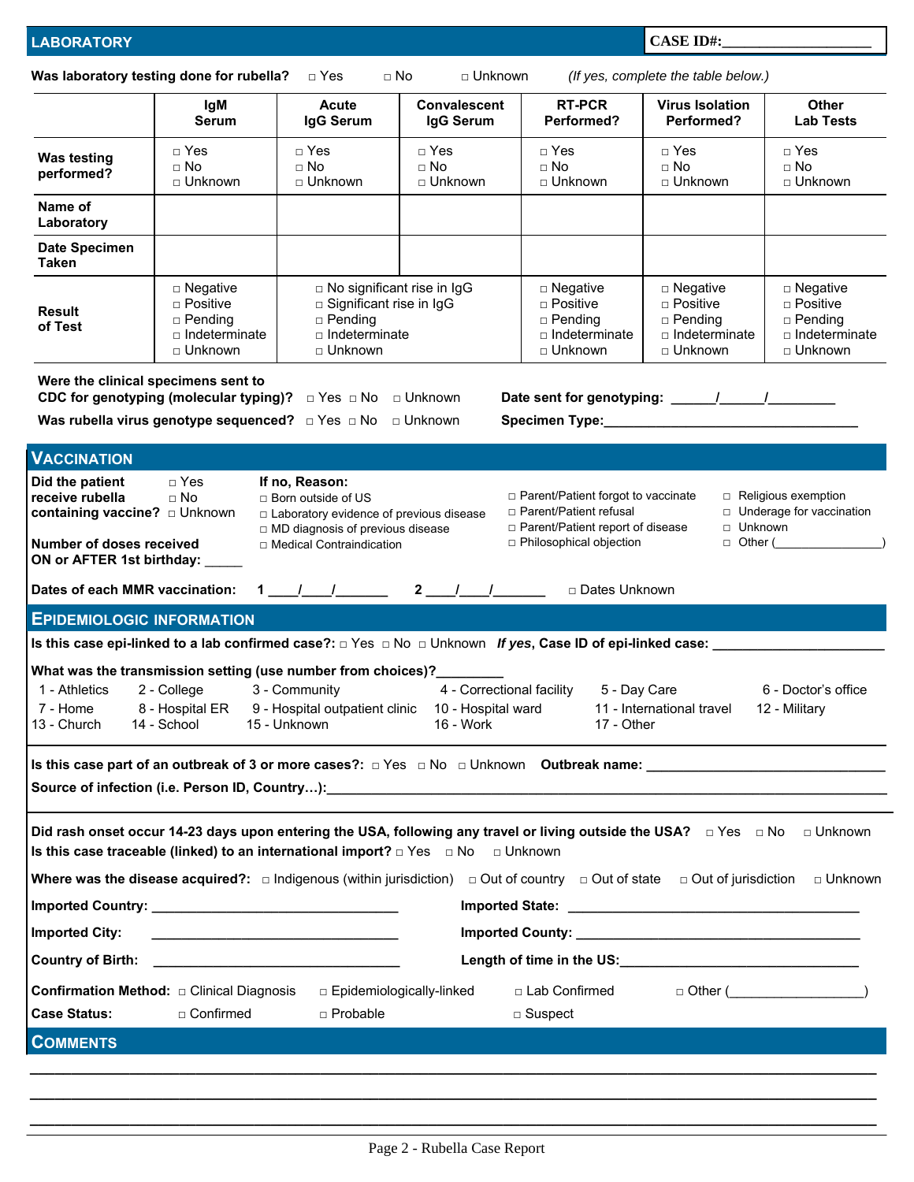## LABORATORY

**CASE ID#:____________________**

**Was laboratory testing done for rubella?** □ Yes □ No □ Unknown *(If yes, complete the table below.)*

| | IgM Serum | Acute IgG Serum | Convalescent IgG Serum | RT-PCR Performed? | Virus Isolation Performed? | Other Lab Tests |
|---|---|---|---|---|---|---|
| **Was testing performed?** | □ Yes □ No □ Unknown | □ Yes □ No □ Unknown | □ Yes □ No □ Unknown | □ Yes □ No □ Unknown | □ Yes □ No □ Unknown | □ Yes □ No □ Unknown |
| **Name of Laboratory** | | | | | | |
| **Date Specimen Taken** | | | | | | |
| **Result of Test** | □ Negative □ Positive □ Pending □ Indeterminate □ Unknown | □ No significant rise in IgG □ Significant rise in IgG □ Pending □ Indeterminate □ Unknown | | □ Negative □ Positive □ Pending □ Indeterminate □ Unknown | □ Negative □ Positive □ Pending □ Indeterminate □ Unknown | □ Negative □ Positive □ Pending □ Indeterminate □ Unknown |

**Were the clinical specimens sent to CDC for genotyping (molecular typing)?** □ Yes □ No □ Unknown **Date sent for genotyping:** ______/______/_________

**Was rubella virus genotype sequenced?** □ Yes □ No □ Unknown **Specimen Type:**_________________________________

## VACCINATION

**Did the patient receive rubella containing vaccine?** □ Yes □ No □ Unknown

**If no, Reason:**
- □ Born outside of US
- □ Laboratory evidence of previous disease
- □ MD diagnosis of previous disease
- □ Medical Contraindication
- □ Parent/Patient forgot to vaccinate
- □ Parent/Patient refusal
- □ Parent/Patient report of disease
- □ Philosophical objection
- □ Religious exemption
- □ Underage for vaccination
- □ Unknown
- □ Other (________________)

**Number of doses received ON or AFTER 1st birthday:** _____

**Dates of each MMR vaccination:** **1** ____/____/_______ **2** ____/____/_______ □ Dates Unknown

## EPIDEMIOLOGIC INFORMATION

**Is this case epi-linked to a lab confirmed case?:** □ Yes □ No □ Unknown *If yes*, **Case ID of epi-linked case:** ______________________

**What was the transmission setting (use number from choices)?**_________

1 - Athletics 2 - College 3 - Community 4 - Correctional facility 5 - Day Care 6 - Doctor's office
7 - Home 8 - Hospital ER 9 - Hospital outpatient clinic 10 - Hospital ward 11 - International travel 12 - Military
13 - Church 14 - School 15 - Unknown 16 - Work 17 - Other

**Is this case part of an outbreak of 3 or more cases?:** □ Yes □ No □ Unknown **Outbreak name:** _______________________________

**Source of infection (i.e. Person ID, Country…):**__________________________________________________________________

**Did rash onset occur 14-23 days upon entering the USA, following any travel or living outside the USA?** □ Yes □ No □ Unknown

**Is this case traceable (linked) to an international import?** □ Yes □ No □ Unknown

**Where was the disease acquired?:** □ Indigenous (within jurisdiction) □ Out of country □ Out of state □ Out of jurisdiction □ Unknown

**Imported Country:** _________________________________ **Imported State:** _______________________________________

**Imported City:** _________________________________ **Imported County:** _______________________________________

**Country of Birth:** _________________________________ **Length of time in the US:**_________________________________

**Confirmation Method:** □ Clinical Diagnosis □ Epidemiologically-linked □ Lab Confirmed □ Other (__________________)

**Case Status:** □ Confirmed □ Probable □ Suspect

## COMMENTS

_______________________________________________________________________________________________

_______________________________________________________________________________________________

_______________________________________________________________________________________________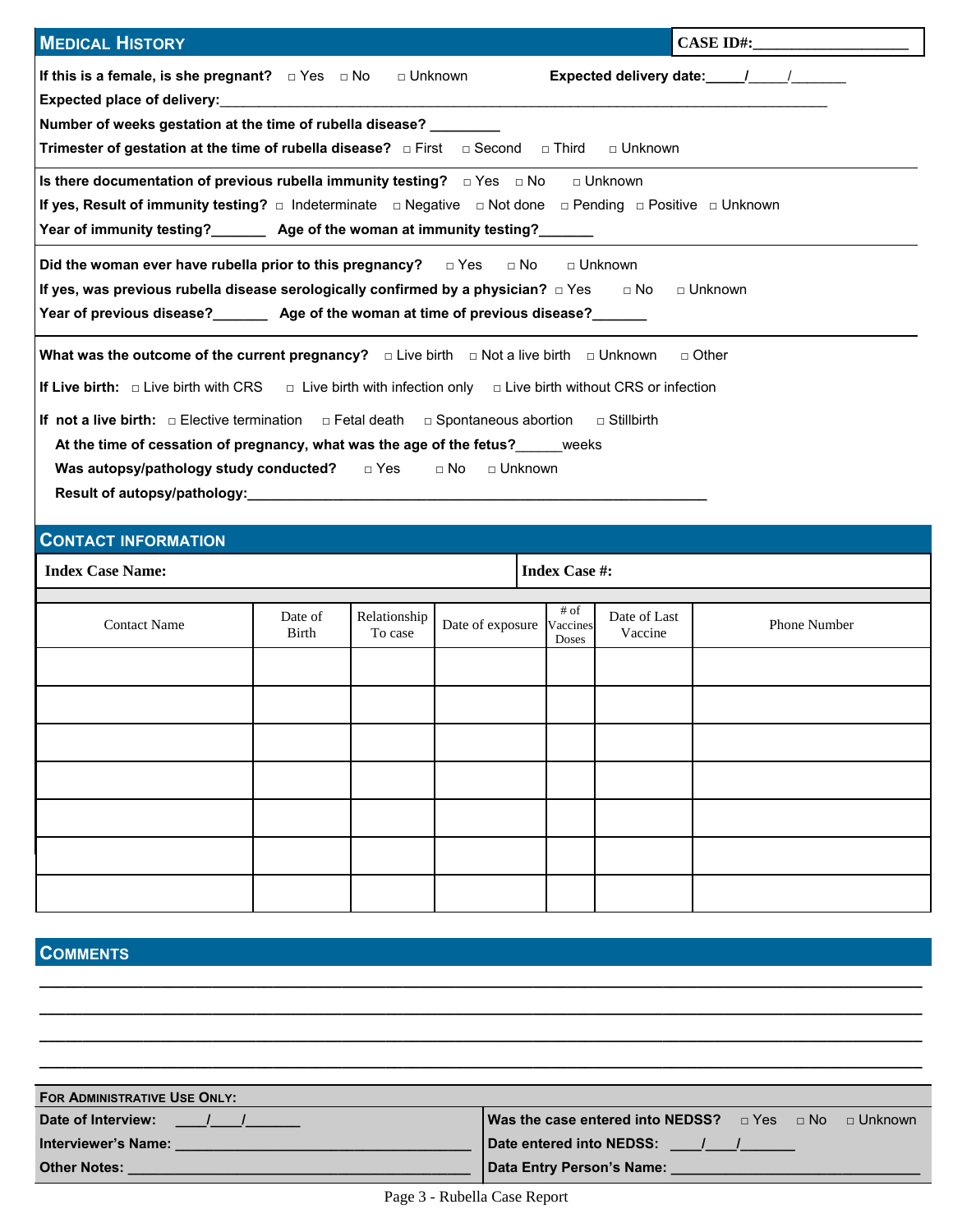## MEDICAL HISTORY

**CASE ID#:___________________**

**If this is a female, is she pregnant?** □ Yes □ No □ Unknown **Expected delivery date:_____/_____/_______**

**Expected place of delivery:**________________________________________________________________________________

**Number of weeks gestation at the time of rubella disease?** _________

**Trimester of gestation at the time of rubella disease?** □ First □ Second □ Third □ Unknown

**Is there documentation of previous rubella immunity testing?** □ Yes □ No □ Unknown

**If yes, Result of immunity testing?** □ Indeterminate □ Negative □ Not done □ Pending □ Positive □ Unknown

**Year of immunity testing?_______ Age of the woman at immunity testing?_______**

**Did the woman ever have rubella prior to this pregnancy?** □ Yes □ No □ Unknown

**If yes, was previous rubella disease serologically confirmed by a physician?** □ Yes □ No □ Unknown

**Year of previous disease?_______ Age of the woman at time of previous disease?_______**

**What was the outcome of the current pregnancy?** □ Live birth □ Not a live birth □ Unknown □ Other

**If Live birth:** □ Live birth with CRS □ Live birth with infection only □ Live birth without CRS or infection

**If not a live birth:** □ Elective termination □ Fetal death □ Spontaneous abortion □ Stillbirth

**At the time of cessation of pregnancy, what was the age of the fetus?**______weeks

**Was autopsy/pathology study conducted?** □ Yes □ No □ Unknown

**Result of autopsy/pathology:**___________________________________________________________

## CONTACT INFORMATION

**Index Case Name:** **Index Case #:**

| Contact Name | Date of Birth | Relationship To case | Date of exposure | # of Vaccines Doses | Date of Last Vaccine | Phone Number |
|---|---|---|---|---|---|---|
| | | | | | | |
| | | | | | | |
| | | | | | | |
| | | | | | | |
| | | | | | | |
| | | | | | | |
| | | | | | | |

## COMMENTS

______________________________________________________________________________________________

______________________________________________________________________________________________

______________________________________________________________________________________________

______________________________________________________________________________________________

**FOR ADMINISTRATIVE USE ONLY:**

**Date of Interview:** ____/____/_______

**Interviewer's Name:** ________________________________________

**Other Notes:** ________________________________________

**Was the case entered into NEDSS?** □ Yes □ No □ Unknown

**Date entered into NEDSS:** ____/____/_______

**Data Entry Person's Name:** ________________________________